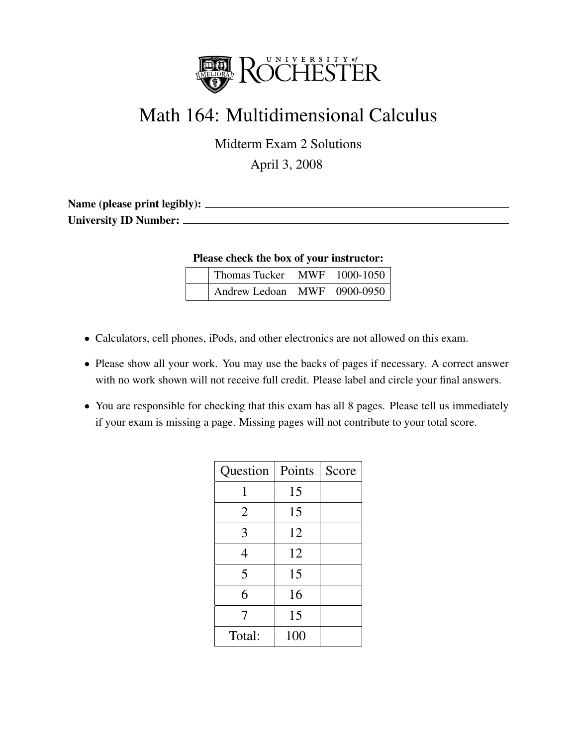UNIVERSITY of ROCHESTER

# Math 164: Multidimensional Calculus

Midterm Exam 2 Solutions

April 3, 2008

**Name (please print legibly):** ______________________________

**University ID Number:** ______________________________

**Please check the box of your instructor:**

| | | | |
|---|---|---|---|
| | Thomas Tucker | MWF | 1000-1050 |
| | Andrew Ledoan | MWF | 0900-0950 |

- Calculators, cell phones, iPods, and other electronics are not allowed on this exam.
- Please show all your work. You may use the backs of pages if necessary. A correct answer with no work shown will not receive full credit. Please label and circle your final answers.
- You are responsible for checking that this exam has all 8 pages. Please tell us immediately if your exam is missing a page. Missing pages will not contribute to your total score.

| Question | Points | Score |
|---|---|---|
| 1 | 15 | |
| 2 | 15 | |
| 3 | 12 | |
| 4 | 12 | |
| 5 | 15 | |
| 6 | 16 | |
| 7 | 15 | |
| Total: | 100 | |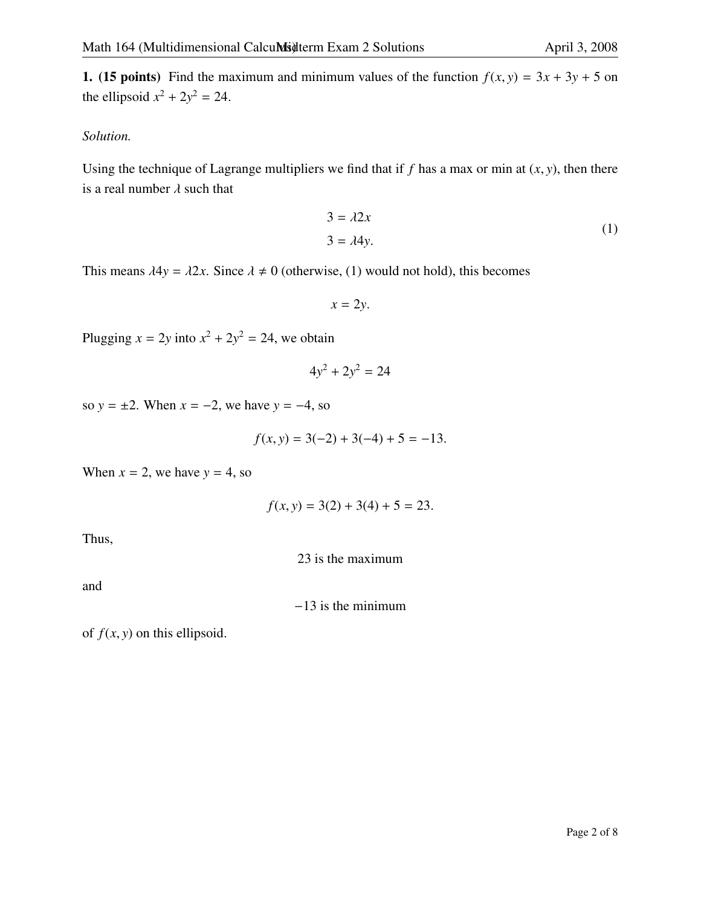**1. (15 points)** Find the maximum and minimum values of the function $f(x, y) = 3x + 3y + 5$ on the ellipsoid $x^2 + 2y^2 = 24$.

*Solution.*

Using the technique of Lagrange multipliers we find that if $f$ has a max or min at $(x, y)$, then there is a real number $\lambda$ such that

$$
\begin{aligned}
3 &= \lambda 2x \\
3 &= \lambda 4y.
\end{aligned}
\tag{1}
$$

This means $\lambda 4y = \lambda 2x$. Since $\lambda \neq 0$ (otherwise, (1) would not hold), this becomes

$$x = 2y.$$

Plugging $x = 2y$ into $x^2 + 2y^2 = 24$, we obtain

$$4y^2 + 2y^2 = 24$$

so $y = \pm 2$. When $x = -2$, we have $y = -4$, so

$$f(x, y) = 3(-2) + 3(-4) + 5 = -13.$$

When $x = 2$, we have $y = 4$, so

$$f(x, y) = 3(2) + 3(4) + 5 = 23.$$

Thus,

23 is the maximum

and

$-13$ is the minimum

of $f(x, y)$ on this ellipsoid.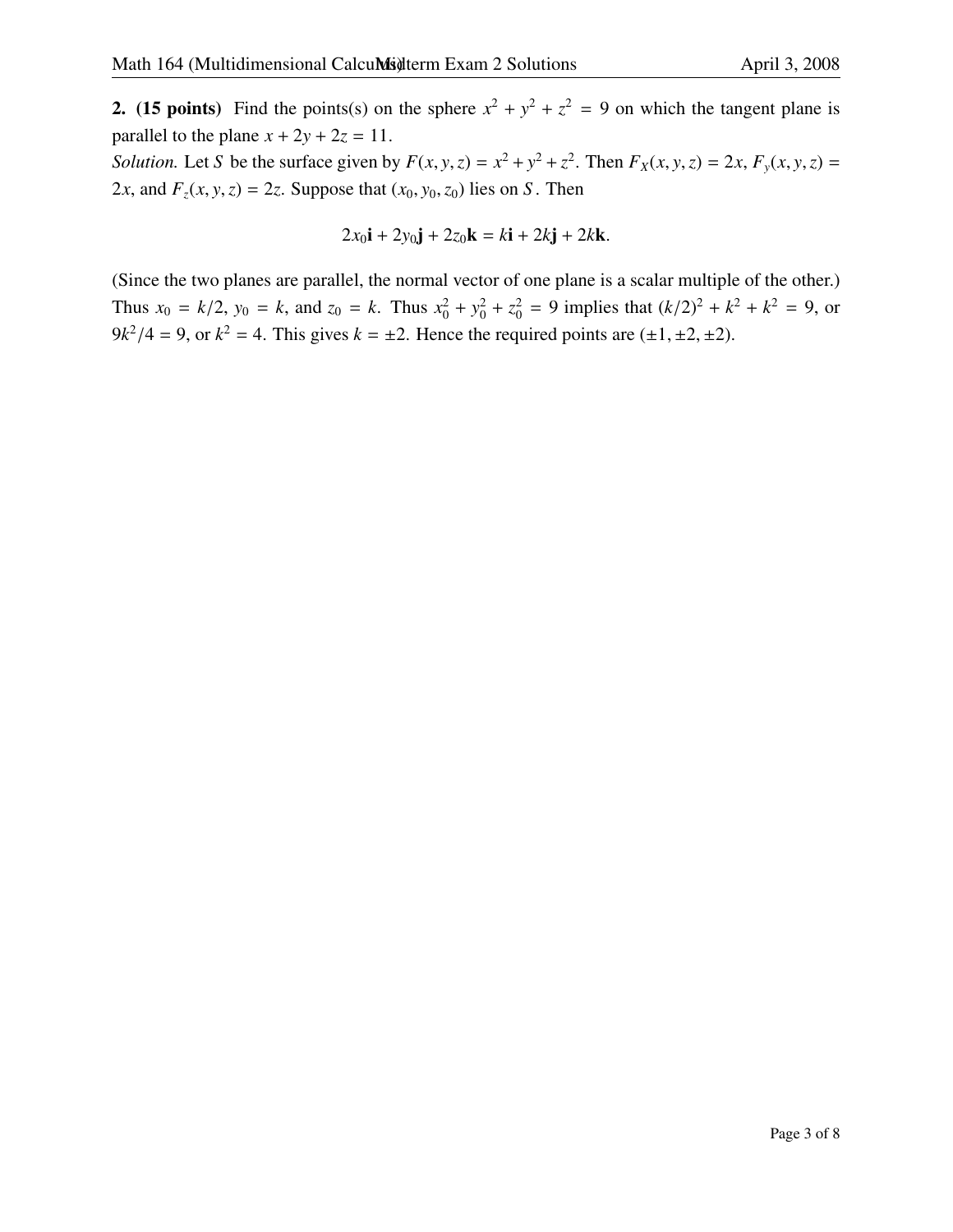**2. (15 points)** Find the points(s) on the sphere $x^2 + y^2 + z^2 = 9$ on which the tangent plane is parallel to the plane $x + 2y + 2z = 11$.

*Solution.* Let $S$ be the surface given by $F(x, y, z) = x^2 + y^2 + z^2$. Then $F_X(x, y, z) = 2x$, $F_y(x, y, z) = 2x$, and $F_z(x, y, z) = 2z$. Suppose that $(x_0, y_0, z_0)$ lies on $S$. Then

$$2x_0\mathbf{i} + 2y_0\mathbf{j} + 2z_0\mathbf{k} = k\mathbf{i} + 2k\mathbf{j} + 2k\mathbf{k}.$$

(Since the two planes are parallel, the normal vector of one plane is a scalar multiple of the other.) Thus $x_0 = k/2$, $y_0 = k$, and $z_0 = k$. Thus $x_0^2 + y_0^2 + z_0^2 = 9$ implies that $(k/2)^2 + k^2 + k^2 = 9$, or $9k^2/4 = 9$, or $k^2 = 4$. This gives $k = \pm 2$. Hence the required points are $(\pm 1, \pm 2, \pm 2)$.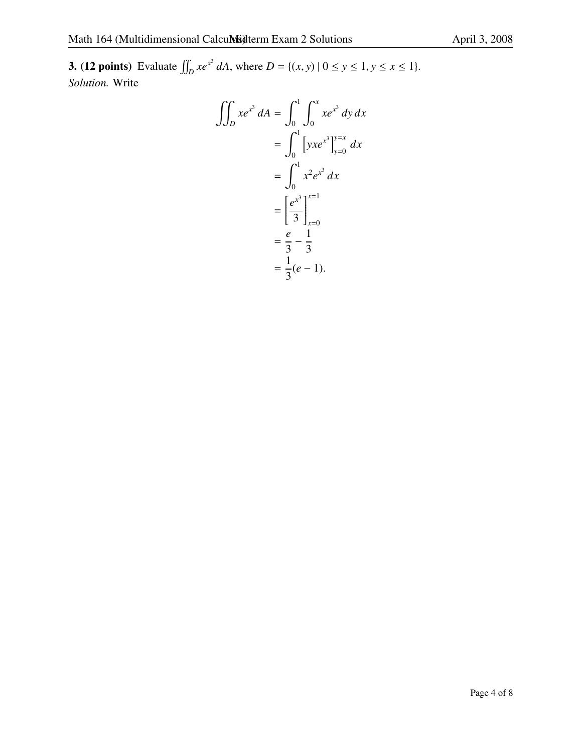**3. (12 points)** Evaluate $\iint_D xe^{x^3}\, dA$, where $D = \{(x, y) \mid 0 \leq y \leq 1, y \leq x \leq 1\}$.

*Solution.* Write

$$
\begin{aligned}
\iint_D xe^{x^3}\, dA &= \int_0^1 \int_0^x xe^{x^3}\, dy\, dx \\
&= \int_0^1 \left[ yxe^{x^3} \right]_{y=0}^{y=x} dx \\
&= \int_0^1 x^2 e^{x^3}\, dx \\
&= \left[ \frac{e^{x^3}}{3} \right]_{x=0}^{x=1} \\
&= \frac{e}{3} - \frac{1}{3} \\
&= \frac{1}{3}(e - 1).
\end{aligned}
$$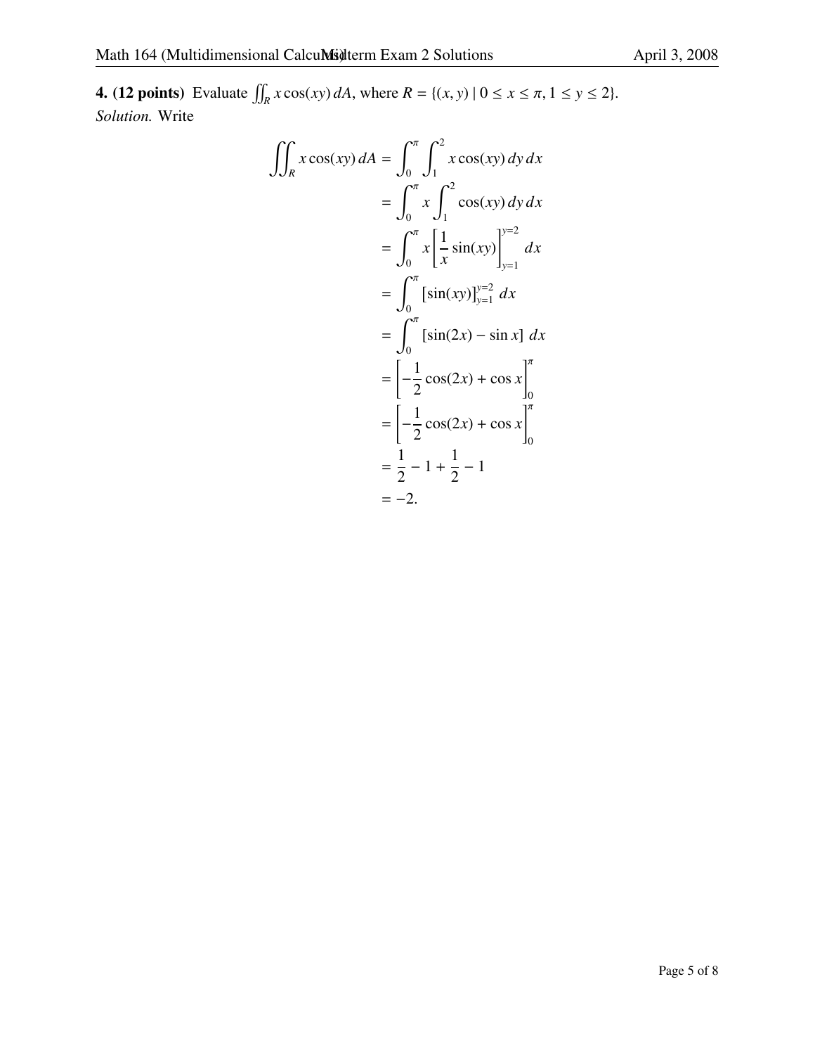**4. (12 points)** Evaluate $\iint_R x\cos(xy)\,dA$, where $R = \{(x, y) \mid 0 \le x \le \pi, 1 \le y \le 2\}$.

*Solution.* Write

$$
\begin{aligned}
\iint_R x\cos(xy)\,dA &= \int_0^{\pi}\int_1^2 x\cos(xy)\,dy\,dx \\
&= \int_0^{\pi} x\int_1^2 \cos(xy)\,dy\,dx \\
&= \int_0^{\pi} x\left[\frac{1}{x}\sin(xy)\right]_{y=1}^{y=2} dx \\
&= \int_0^{\pi} \left[\sin(xy)\right]_{y=1}^{y=2}\,dx \\
&= \int_0^{\pi} \left[\sin(2x) - \sin x\right]\,dx \\
&= \left[-\frac{1}{2}\cos(2x) + \cos x\right]_0^{\pi} \\
&= \left[-\frac{1}{2}\cos(2x) + \cos x\right]_0^{\pi} \\
&= \frac{1}{2} - 1 + \frac{1}{2} - 1 \\
&= -2.
\end{aligned}
$$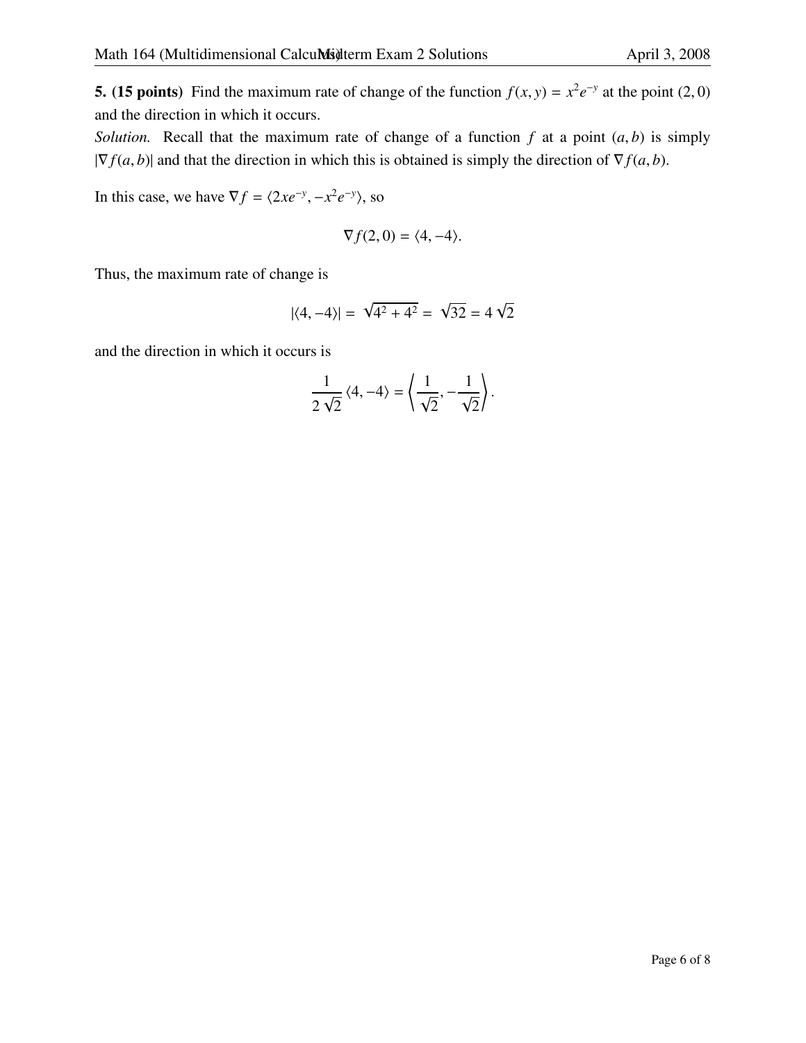**5. (15 points)** Find the maximum rate of change of the function $f(x, y) = x^2 e^{-y}$ at the point $(2, 0)$ and the direction in which it occurs.

*Solution.* Recall that the maximum rate of change of a function $f$ at a point $(a, b)$ is simply $|\nabla f(a, b)|$ and that the direction in which this is obtained is simply the direction of $\nabla f(a, b)$.

In this case, we have $\nabla f = \langle 2xe^{-y}, -x^2 e^{-y} \rangle$, so

$$\nabla f(2, 0) = \langle 4, -4 \rangle.$$

Thus, the maximum rate of change is

$$|\langle 4, -4 \rangle| = \sqrt{4^2 + 4^2} = \sqrt{32} = 4\sqrt{2}$$

and the direction in which it occurs is

$$\frac{1}{2\sqrt{2}} \langle 4, -4 \rangle = \left\langle \frac{1}{\sqrt{2}}, -\frac{1}{\sqrt{2}} \right\rangle.$$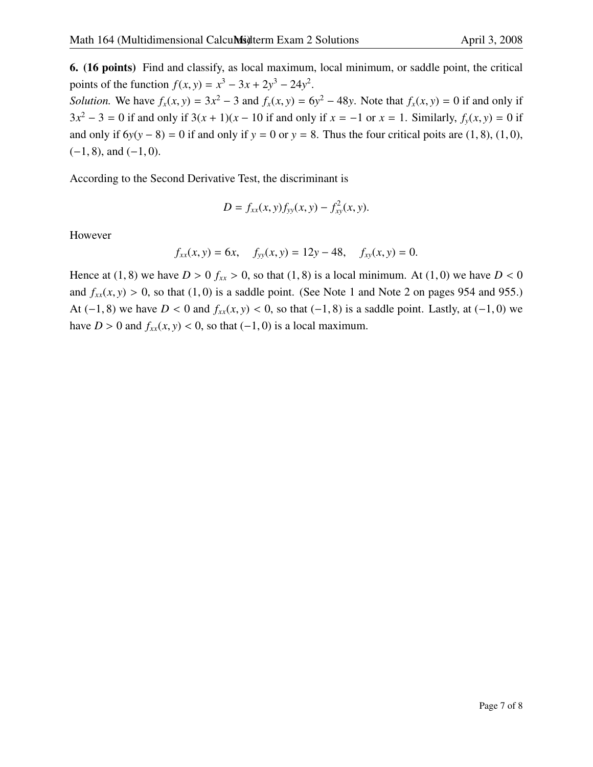**6. (16 points)** Find and classify, as local maximum, local minimum, or saddle point, the critical points of the function $f(x, y) = x^3 - 3x + 2y^3 - 24y^2$.

*Solution.* We have $f_x(x, y) = 3x^2 - 3$ and $f_x(x, y) = 6y^2 - 48y$. Note that $f_x(x, y) = 0$ if and only if $3x^2 - 3 = 0$ if and only if $3(x + 1)(x - 10$ if and only if $x = -1$ or $x = 1$. Similarly, $f_y(x, y) = 0$ if and only if $6y(y - 8) = 0$ if and only if $y = 0$ or $y = 8$. Thus the four critical poits are $(1, 8)$, $(1, 0)$, $(-1, 8)$, and $(-1, 0)$.

According to the Second Derivative Test, the discriminant is

$$D = f_{xx}(x, y)f_{yy}(x, y) - f_{xy}^2(x, y).$$

However

$$f_{xx}(x, y) = 6x, \quad f_{yy}(x, y) = 12y - 48, \quad f_{xy}(x, y) = 0.$$

Hence at $(1, 8)$ we have $D > 0$ $f_{xx} > 0$, so that $(1, 8)$ is a local minimum. At $(1, 0)$ we have $D < 0$ and $f_{xx}(x, y) > 0$, so that $(1, 0)$ is a saddle point. (See Note 1 and Note 2 on pages 954 and 955.) At $(-1, 8)$ we have $D < 0$ and $f_{xx}(x, y) < 0$, so that $(-1, 8)$ is a saddle point. Lastly, at $(-1, 0)$ we have $D > 0$ and $f_{xx}(x, y) < 0$, so that $(-1, 0)$ is a local maximum.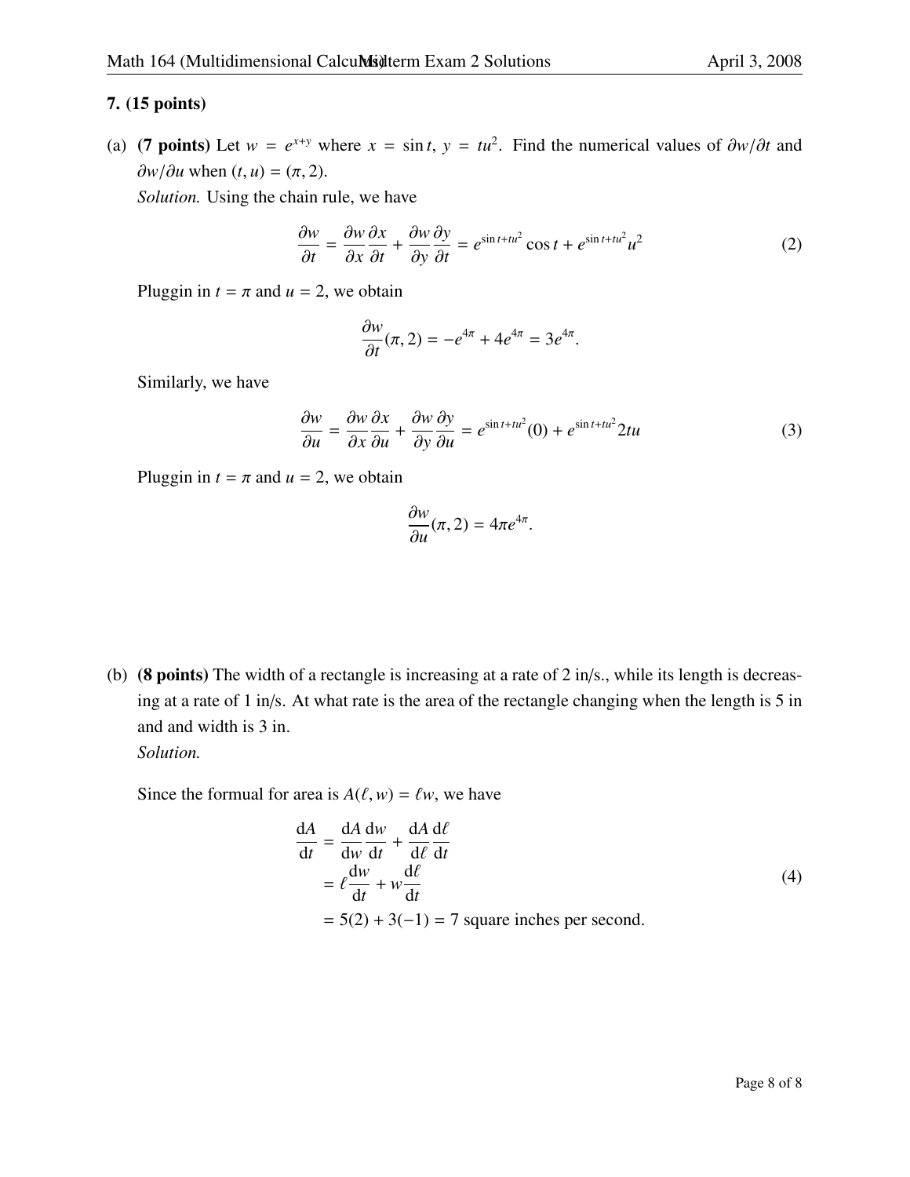**7. (15 points)**

(a) **(7 points)** Let $w = e^{x+y}$ where $x = \sin t$, $y = tu^2$. Find the numerical values of $\partial w/\partial t$ and $\partial w/\partial u$ when $(t, u) = (\pi, 2)$.

*Solution.* Using the chain rule, we have

$$\frac{\partial w}{\partial t} = \frac{\partial w}{\partial x}\frac{\partial x}{\partial t} + \frac{\partial w}{\partial y}\frac{\partial y}{\partial t} = e^{\sin t + tu^2}\cos t + e^{\sin t + tu^2}u^2 \tag{2}$$

Pluggin in $t = \pi$ and $u = 2$, we obtain

$$\frac{\partial w}{\partial t}(\pi, 2) = -e^{4\pi} + 4e^{4\pi} = 3e^{4\pi}.$$

Similarly, we have

$$\frac{\partial w}{\partial u} = \frac{\partial w}{\partial x}\frac{\partial x}{\partial u} + \frac{\partial w}{\partial y}\frac{\partial y}{\partial u} = e^{\sin t + tu^2}(0) + e^{\sin t + tu^2}2tu \tag{3}$$

Pluggin in $t = \pi$ and $u = 2$, we obtain

$$\frac{\partial w}{\partial u}(\pi, 2) = 4\pi e^{4\pi}.$$

(b) **(8 points)** The width of a rectangle is increasing at a rate of 2 in/s., while its length is decreasing at a rate of 1 in/s. At what rate is the area of the rectangle changing when the length is 5 in and and width is 3 in.

*Solution.*

Since the formual for area is $A(\ell, w) = \ell w$, we have

$$\begin{aligned}
\frac{dA}{dt} &= \frac{dA}{dw}\frac{dw}{dt} + \frac{dA}{d\ell}\frac{d\ell}{dt} \\
&= \ell\frac{dw}{dt} + w\frac{d\ell}{dt} \\
&= 5(2) + 3(-1) = 7 \text{ square inches per second.}
\end{aligned} \tag{4}$$